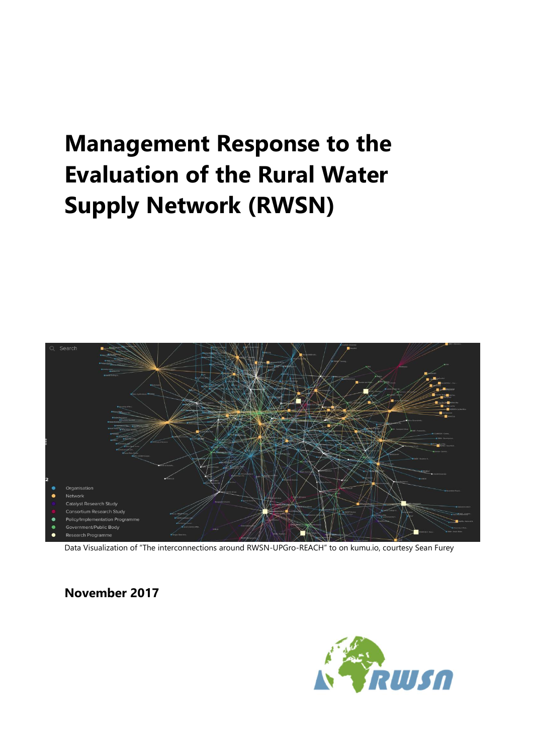# Management Response to the Evaluation of the Rural Water Supply Network (RWSN)

Data Visualization of "The interconnections around RWSN-UPGro-REACH" to on kumu.io, courtesy Sean Furey

**November 2017**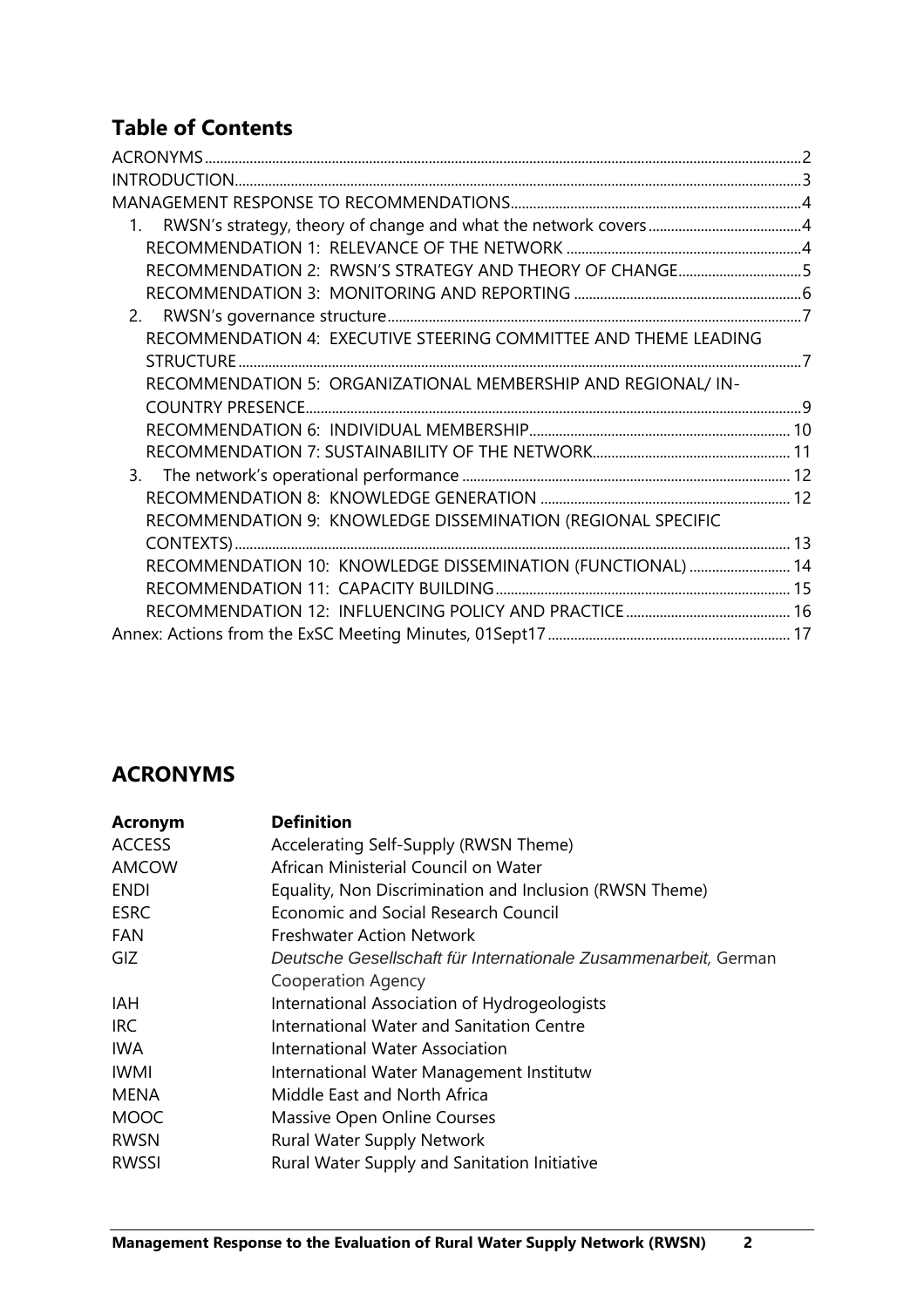## Table of Contents

- ACRONYMS ..... 2
- INTRODUCTION ..... 3
- MANAGEMENT RESPONSE TO RECOMMENDATIONS ..... 4
  1. RWSN's strategy, theory of change and what the network covers ..... 4
     - RECOMMENDATION 1: RELEVANCE OF THE NETWORK ..... 4
     - RECOMMENDATION 2: RWSN'S STRATEGY AND THEORY OF CHANGE ..... 5
     - RECOMMENDATION 3: MONITORING AND REPORTING ..... 6
  2. RWSN's governance structure ..... 7
     - RECOMMENDATION 4: EXECUTIVE STEERING COMMITTEE AND THEME LEADING STRUCTURE ..... 7
     - RECOMMENDATION 5: ORGANIZATIONAL MEMBERSHIP AND REGIONAL/ IN-COUNTRY PRESENCE ..... 9
     - RECOMMENDATION 6: INDIVIDUAL MEMBERSHIP ..... 10
     - RECOMMENDATION 7: SUSTAINABILITY OF THE NETWORK ..... 11
  3. The network's operational performance ..... 12
     - RECOMMENDATION 8: KNOWLEDGE GENERATION ..... 12
     - RECOMMENDATION 9: KNOWLEDGE DISSEMINATION (REGIONAL SPECIFIC CONTEXTS) ..... 13
     - RECOMMENDATION 10: KNOWLEDGE DISSEMINATION (FUNCTIONAL) ..... 14
     - RECOMMENDATION 11: CAPACITY BUILDING ..... 15
     - RECOMMENDATION 12: INFLUENCING POLICY AND PRACTICE ..... 16
- Annex: Actions from the ExSC Meeting Minutes, 01Sept17 ..... 17

## ACRONYMS

| Acronym | Definition |
|---|---|
| ACCESS | Accelerating Self-Supply (RWSN Theme) |
| AMCOW | African Ministerial Council on Water |
| ENDI | Equality, Non Discrimination and Inclusion (RWSN Theme) |
| ESRC | Economic and Social Research Council |
| FAN | Freshwater Action Network |
| GIZ | *Deutsche Gesellschaft für Internationale Zusammenarbeit,* German Cooperation Agency |
| IAH | International Association of Hydrogeologists |
| IRC | International Water and Sanitation Centre |
| IWA | International Water Association |
| IWMI | International Water Management Institutw |
| MENA | Middle East and North Africa |
| MOOC | Massive Open Online Courses |
| RWSN | Rural Water Supply Network |
| RWSSI | Rural Water Supply and Sanitation Initiative |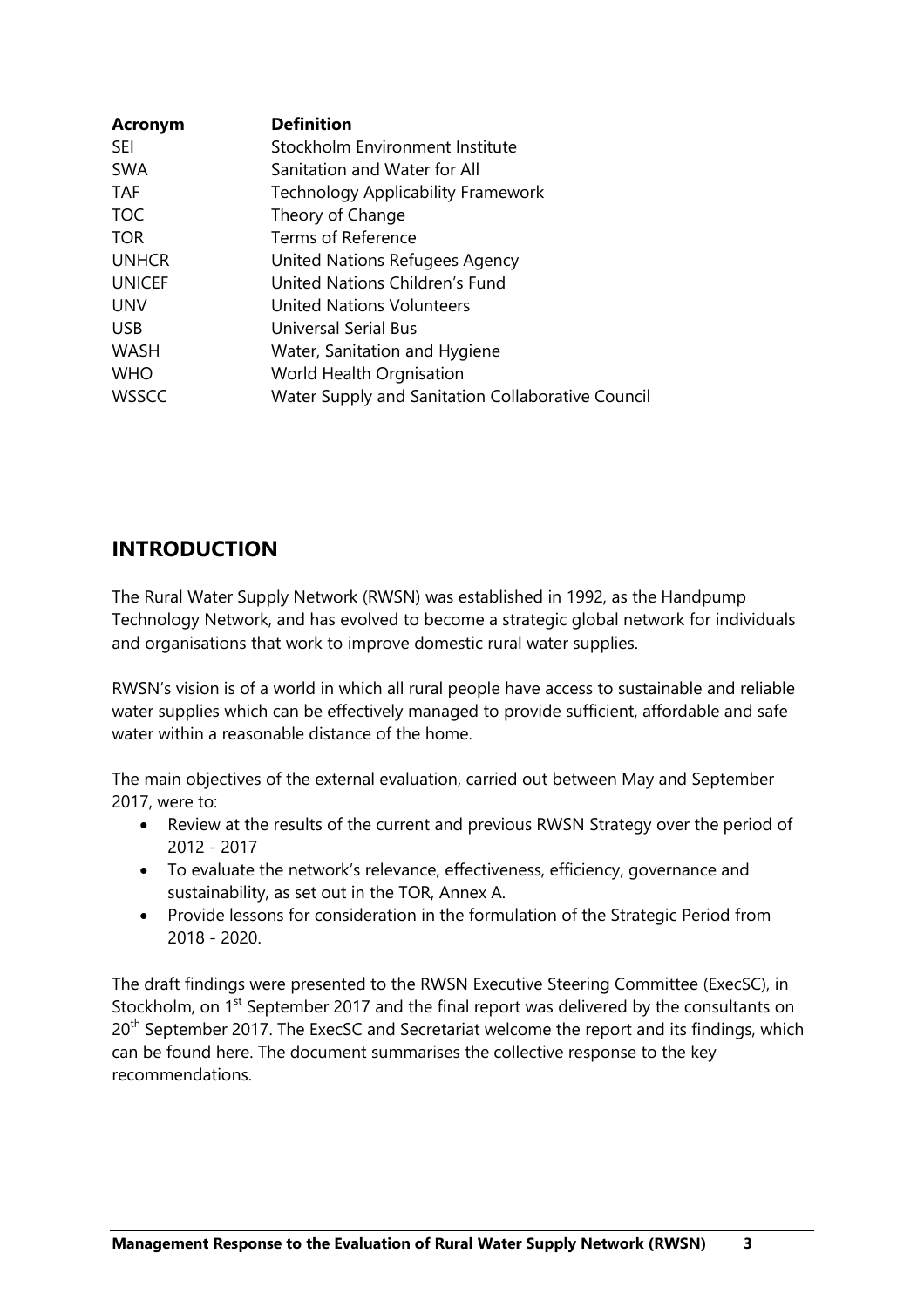| Acronym | Definition |
|---|---|
| SEI | Stockholm Environment Institute |
| SWA | Sanitation and Water for All |
| TAF | Technology Applicability Framework |
| TOC | Theory of Change |
| TOR | Terms of Reference |
| UNHCR | United Nations Refugees Agency |
| UNICEF | United Nations Children's Fund |
| UNV | United Nations Volunteers |
| USB | Universal Serial Bus |
| WASH | Water, Sanitation and Hygiene |
| WHO | World Health Orgnisation |
| WSSCC | Water Supply and Sanitation Collaborative Council |

## INTRODUCTION

The Rural Water Supply Network (RWSN) was established in 1992, as the Handpump Technology Network, and has evolved to become a strategic global network for individuals and organisations that work to improve domestic rural water supplies.

RWSN's vision is of a world in which all rural people have access to sustainable and reliable water supplies which can be effectively managed to provide sufficient, affordable and safe water within a reasonable distance of the home.

The main objectives of the external evaluation, carried out between May and September 2017, were to:

- Review at the results of the current and previous RWSN Strategy over the period of 2012 - 2017
- To evaluate the network's relevance, effectiveness, efficiency, governance and sustainability, as set out in the TOR, Annex A.
- Provide lessons for consideration in the formulation of the Strategic Period from 2018 - 2020.

The draft findings were presented to the RWSN Executive Steering Committee (ExecSC), in Stockholm, on 1st September 2017 and the final report was delivered by the consultants on 20th September 2017. The ExecSC and Secretariat welcome the report and its findings, which can be found here. The document summarises the collective response to the key recommendations.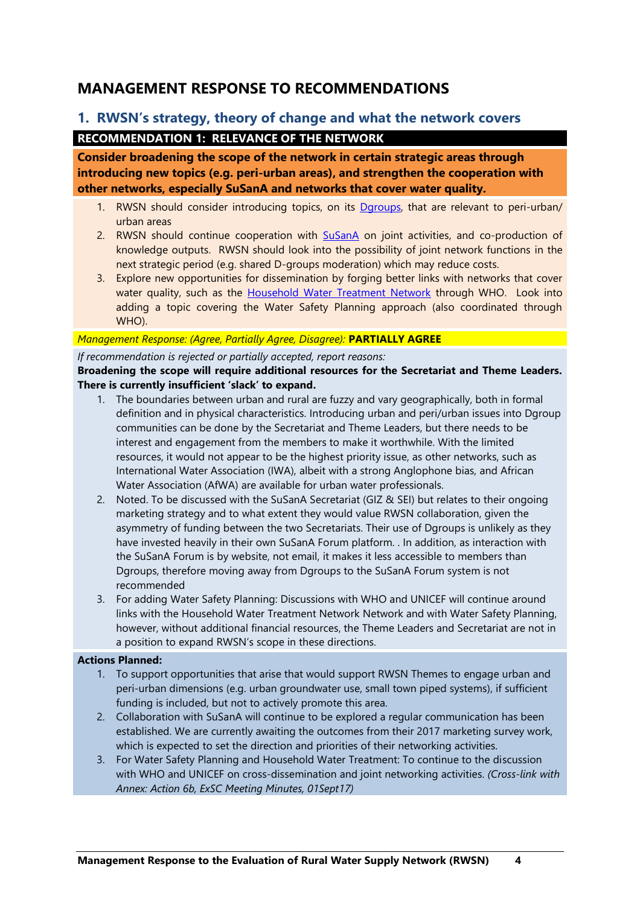# MANAGEMENT RESPONSE TO RECOMMENDATIONS

## 1. RWSN's strategy, theory of change and what the network covers

**RECOMMENDATION 1: RELEVANCE OF THE NETWORK**

**Consider broadening the scope of the network in certain strategic areas through introducing new topics (e.g. peri-urban areas), and strengthen the cooperation with other networks, especially SuSanA and networks that cover water quality.**

1. RWSN should consider introducing topics, on its Dgroups, that are relevant to peri-urban/ urban areas
2. RWSN should continue cooperation with SuSanA on joint activities, and co-production of knowledge outputs. RWSN should look into the possibility of joint network functions in the next strategic period (e.g. shared D-groups moderation) which may reduce costs.
3. Explore new opportunities for dissemination by forging better links with networks that cover water quality, such as the Household Water Treatment Network through WHO. Look into adding a topic covering the Water Safety Planning approach (also coordinated through WHO).

*Management Response: (Agree, Partially Agree, Disagree):* **PARTIALLY AGREE**

*If recommendation is rejected or partially accepted, report reasons:*

**Broadening the scope will require additional resources for the Secretariat and Theme Leaders. There is currently insufficient 'slack' to expand.**

1. The boundaries between urban and rural are fuzzy and vary geographically, both in formal definition and in physical characteristics. Introducing urban and peri/urban issues into Dgroup communities can be done by the Secretariat and Theme Leaders, but there needs to be interest and engagement from the members to make it worthwhile. With the limited resources, it would not appear to be the highest priority issue, as other networks, such as International Water Association (IWA), albeit with a strong Anglophone bias, and African Water Association (AfWA) are available for urban water professionals.
2. Noted. To be discussed with the SuSanA Secretariat (GIZ & SEI) but relates to their ongoing marketing strategy and to what extent they would value RWSN collaboration, given the asymmetry of funding between the two Secretariats. Their use of Dgroups is unlikely as they have invested heavily in their own SuSanA Forum platform. . In addition, as interaction with the SuSanA Forum is by website, not email, it makes it less accessible to members than Dgroups, therefore moving away from Dgroups to the SuSanA Forum system is not recommended
3. For adding Water Safety Planning: Discussions with WHO and UNICEF will continue around links with the Household Water Treatment Network Network and with Water Safety Planning, however, without additional financial resources, the Theme Leaders and Secretariat are not in a position to expand RWSN's scope in these directions.

**Actions Planned:**

1. To support opportunities that arise that would support RWSN Themes to engage urban and peri-urban dimensions (e.g. urban groundwater use, small town piped systems), if sufficient funding is included, but not to actively promote this area.
2. Collaboration with SuSanA will continue to be explored a regular communication has been established. We are currently awaiting the outcomes from their 2017 marketing survey work, which is expected to set the direction and priorities of their networking activities.
3. For Water Safety Planning and Household Water Treatment: To continue to the discussion with WHO and UNICEF on cross-dissemination and joint networking activities. *(Cross-link with Annex: Action 6b, ExSC Meeting Minutes, 01Sept17)*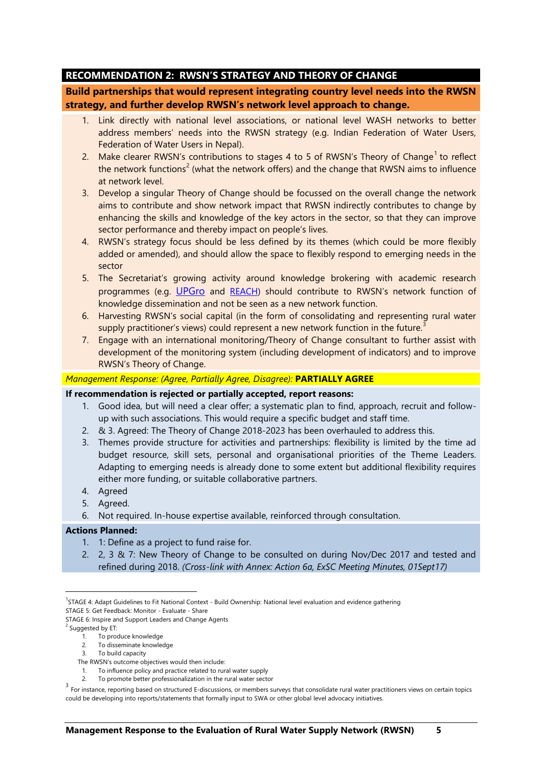## RECOMMENDATION 2: RWSN'S STRATEGY AND THEORY OF CHANGE

**Build partnerships that would represent integrating country level needs into the RWSN strategy, and further develop RWSN's network level approach to change.**

1. Link directly with national level associations, or national level WASH networks to better address members' needs into the RWSN strategy (e.g. Indian Federation of Water Users, Federation of Water Users in Nepal).
2. Make clearer RWSN's contributions to stages 4 to 5 of RWSN's Theory of Change[1] to reflect the network functions[2] (what the network offers) and the change that RWSN aims to influence at network level.
3. Develop a singular Theory of Change should be focussed on the overall change the network aims to contribute and show network impact that RWSN indirectly contributes to change by enhancing the skills and knowledge of the key actors in the sector, so that they can improve sector performance and thereby impact on people's lives.
4. RWSN's strategy focus should be less defined by its themes (which could be more flexibly added or amended), and should allow the space to flexibly respond to emerging needs in the sector
5. The Secretariat's growing activity around knowledge brokering with academic research programmes (e.g. UPGro and REACH) should contribute to RWSN's network function of knowledge dissemination and not be seen as a new network function.
6. Harvesting RWSN's social capital (in the form of consolidating and representing rural water supply practitioner's views) could represent a new network function in the future.[3]
7. Engage with an international monitoring/Theory of Change consultant to further assist with development of the monitoring system (including development of indicators) and to improve RWSN's Theory of Change.

*Management Response: (Agree, Partially Agree, Disagree):* **PARTIALLY AGREE**

**If recommendation is rejected or partially accepted, report reasons:**

1. Good idea, but will need a clear offer; a systematic plan to find, approach, recruit and follow-up with such associations. This would require a specific budget and staff time.
2. & 3. Agreed: The Theory of Change 2018-2023 has been overhauled to address this.
3. Themes provide structure for activities and partnerships: flexibility is limited by the time ad budget resource, skill sets, personal and organisational priorities of the Theme Leaders. Adapting to emerging needs is already done to some extent but additional flexibility requires either more funding, or suitable collaborative partners.
4. Agreed
5. Agreed.
6. Not required. In-house expertise available, reinforced through consultation.

**Actions Planned:**

1. 1: Define as a project to fund raise for.
2. 2, 3 & 7: New Theory of Change to be consulted on during Nov/Dec 2017 and tested and refined during 2018. *(Cross-link with Annex: Action 6a, ExSC Meeting Minutes, 01Sept17)*

---

[1] STAGE 4: Adapt Guidelines to Fit National Context - Build Ownership: National level evaluation and evidence gathering
STAGE 5: Get Feedback: Monitor - Evaluate - Share
STAGE 6: Inspire and Support Leaders and Change Agents

[2] Suggested by ET:
1. To produce knowledge
2. To disseminate knowledge
3. To build capacity

The RWSN's outcome objectives would then include:
1. To influence policy and practice related to rural water supply
2. To promote better professionalization in the rural water sector

[3] For instance, reporting based on structured E-discussions, or members surveys that consolidate rural water practitioners views on certain topics could be developing into reports/statements that formally input to SWA or other global level advocacy initiatives.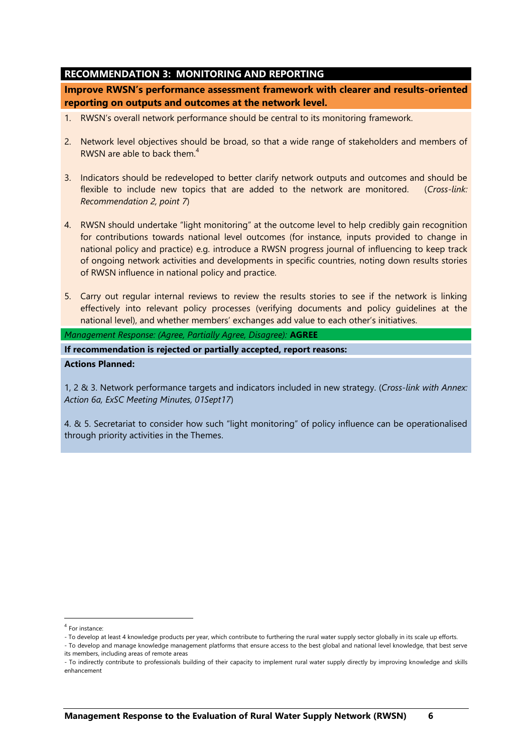## RECOMMENDATION 3: MONITORING AND REPORTING

**Improve RWSN's performance assessment framework with clearer and results-oriented reporting on outputs and outcomes at the network level.**

1. RWSN's overall network performance should be central to its monitoring framework.

2. Network level objectives should be broad, so that a wide range of stakeholders and members of RWSN are able to back them.[4]

3. Indicators should be redeveloped to better clarify network outputs and outcomes and should be flexible to include new topics that are added to the network are monitored. (*Cross-link: Recommendation 2, point 7*)

4. RWSN should undertake "light monitoring" at the outcome level to help credibly gain recognition for contributions towards national level outcomes (for instance, inputs provided to change in national policy and practice) e.g. introduce a RWSN progress journal of influencing to keep track of ongoing network activities and developments in specific countries, noting down results stories of RWSN influence in national policy and practice.

5. Carry out regular internal reviews to review the results stories to see if the network is linking effectively into relevant policy processes (verifying documents and policy guidelines at the national level), and whether members' exchanges add value to each other's initiatives.

*Management Response: (Agree, Partially Agree, Disagree):* **AGREE**

**If recommendation is rejected or partially accepted, report reasons:**

**Actions Planned:**

1, 2 & 3. Network performance targets and indicators included in new strategy. (*Cross-link with Annex: Action 6a, ExSC Meeting Minutes, 01Sept17*)

4. & 5. Secretariat to consider how such "light monitoring" of policy influence can be operationalised through priority activities in the Themes.

---

[4] For instance:
- To develop at least 4 knowledge products per year, which contribute to furthering the rural water supply sector globally in its scale up efforts.
- To develop and manage knowledge management platforms that ensure access to the best global and national level knowledge, that best serve its members, including areas of remote areas
- To indirectly contribute to professionals building of their capacity to implement rural water supply directly by improving knowledge and skills enhancement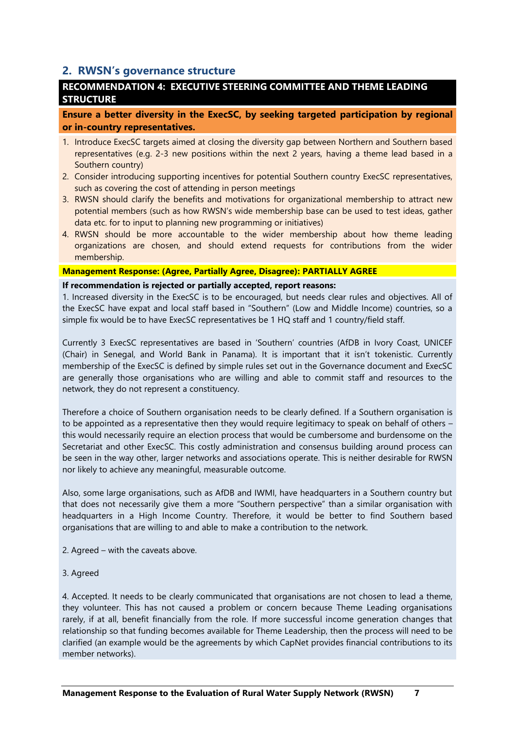## 2. RWSN's governance structure

**RECOMMENDATION 4: EXECUTIVE STEERING COMMITTEE AND THEME LEADING STRUCTURE**

**Ensure a better diversity in the ExecSC, by seeking targeted participation by regional or in-country representatives.**

1. Introduce ExecSC targets aimed at closing the diversity gap between Northern and Southern based representatives (e.g. 2-3 new positions within the next 2 years, having a theme lead based in a Southern country)
2. Consider introducing supporting incentives for potential Southern country ExecSC representatives, such as covering the cost of attending in person meetings
3. RWSN should clarify the benefits and motivations for organizational membership to attract new potential members (such as how RWSN's wide membership base can be used to test ideas, gather data etc. for to input to planning new programming or initiatives)
4. RWSN should be more accountable to the wider membership about how theme leading organizations are chosen, and should extend requests for contributions from the wider membership.

**Management Response: (Agree, Partially Agree, Disagree): PARTIALLY AGREE**

**If recommendation is rejected or partially accepted, report reasons:**

1. Increased diversity in the ExecSC is to be encouraged, but needs clear rules and objectives. All of the ExecSC have expat and local staff based in "Southern" (Low and Middle Income) countries, so a simple fix would be to have ExecSC representatives be 1 HQ staff and 1 country/field staff.

Currently 3 ExecSC representatives are based in 'Southern' countries (AfDB in Ivory Coast, UNICEF (Chair) in Senegal, and World Bank in Panama). It is important that it isn't tokenistic. Currently membership of the ExecSC is defined by simple rules set out in the Governance document and ExecSC are generally those organisations who are willing and able to commit staff and resources to the network, they do not represent a constituency.

Therefore a choice of Southern organisation needs to be clearly defined. If a Southern organisation is to be appointed as a representative then they would require legitimacy to speak on behalf of others – this would necessarily require an election process that would be cumbersome and burdensome on the Secretariat and other ExecSC. This costly administration and consensus building around process can be seen in the way other, larger networks and associations operate. This is neither desirable for RWSN nor likely to achieve any meaningful, measurable outcome.

Also, some large organisations, such as AfDB and IWMI, have headquarters in a Southern country but that does not necessarily give them a more "Southern perspective" than a similar organisation with headquarters in a High Income Country. Therefore, it would be better to find Southern based organisations that are willing to and able to make a contribution to the network.

2. Agreed – with the caveats above.

3. Agreed

4. Accepted. It needs to be clearly communicated that organisations are not chosen to lead a theme, they volunteer. This has not caused a problem or concern because Theme Leading organisations rarely, if at all, benefit financially from the role. If more successful income generation changes that relationship so that funding becomes available for Theme Leadership, then the process will need to be clarified (an example would be the agreements by which CapNet provides financial contributions to its member networks).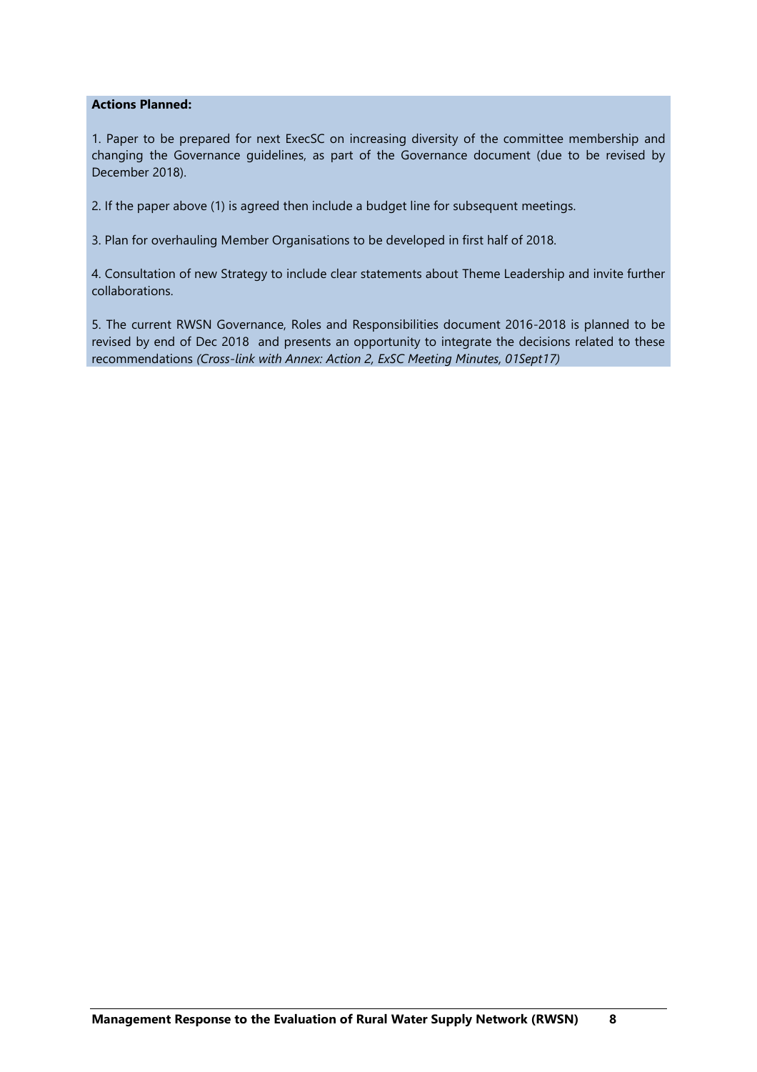**Actions Planned:**

1. Paper to be prepared for next ExecSC on increasing diversity of the committee membership and changing the Governance guidelines, as part of the Governance document (due to be revised by December 2018).

2. If the paper above (1) is agreed then include a budget line for subsequent meetings.

3. Plan for overhauling Member Organisations to be developed in first half of 2018.

4. Consultation of new Strategy to include clear statements about Theme Leadership and invite further collaborations.

5. The current RWSN Governance, Roles and Responsibilities document 2016-2018 is planned to be revised by end of Dec 2018 and presents an opportunity to integrate the decisions related to these recommendations *(Cross-link with Annex: Action 2, ExSC Meeting Minutes, 01Sept17)*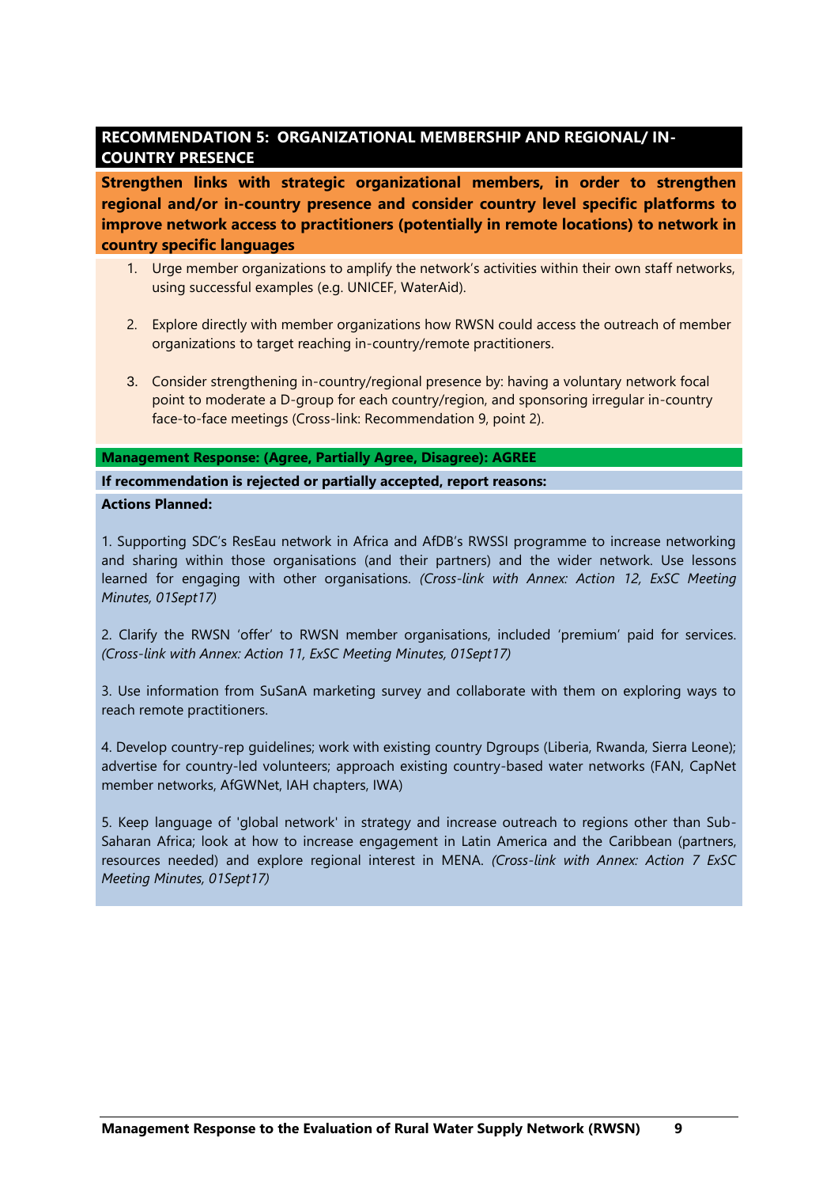## RECOMMENDATION 5: ORGANIZATIONAL MEMBERSHIP AND REGIONAL/ IN-COUNTRY PRESENCE

**Strengthen links with strategic organizational members, in order to strengthen regional and/or in-country presence and consider country level specific platforms to improve network access to practitioners (potentially in remote locations) to network in country specific languages**

1. Urge member organizations to amplify the network's activities within their own staff networks, using successful examples (e.g. UNICEF, WaterAid).

2. Explore directly with member organizations how RWSN could access the outreach of member organizations to target reaching in-country/remote practitioners.

3. Consider strengthening in-country/regional presence by: having a voluntary network focal point to moderate a D-group for each country/region, and sponsoring irregular in-country face-to-face meetings (Cross-link: Recommendation 9, point 2).

**Management Response: (Agree, Partially Agree, Disagree): AGREE**

**If recommendation is rejected or partially accepted, report reasons:**

**Actions Planned:**

1. Supporting SDC's ResEau network in Africa and AfDB's RWSSI programme to increase networking and sharing within those organisations (and their partners) and the wider network. Use lessons learned for engaging with other organisations. *(Cross-link with Annex: Action 12, ExSC Meeting Minutes, 01Sept17)*

2. Clarify the RWSN 'offer' to RWSN member organisations, included 'premium' paid for services. *(Cross-link with Annex: Action 11, ExSC Meeting Minutes, 01Sept17)*

3. Use information from SuSanA marketing survey and collaborate with them on exploring ways to reach remote practitioners.

4. Develop country-rep guidelines; work with existing country Dgroups (Liberia, Rwanda, Sierra Leone); advertise for country-led volunteers; approach existing country-based water networks (FAN, CapNet member networks, AfGWNet, IAH chapters, IWA)

5. Keep language of 'global network' in strategy and increase outreach to regions other than Sub-Saharan Africa; look at how to increase engagement in Latin America and the Caribbean (partners, resources needed) and explore regional interest in MENA. *(Cross-link with Annex: Action 7 ExSC Meeting Minutes, 01Sept17)*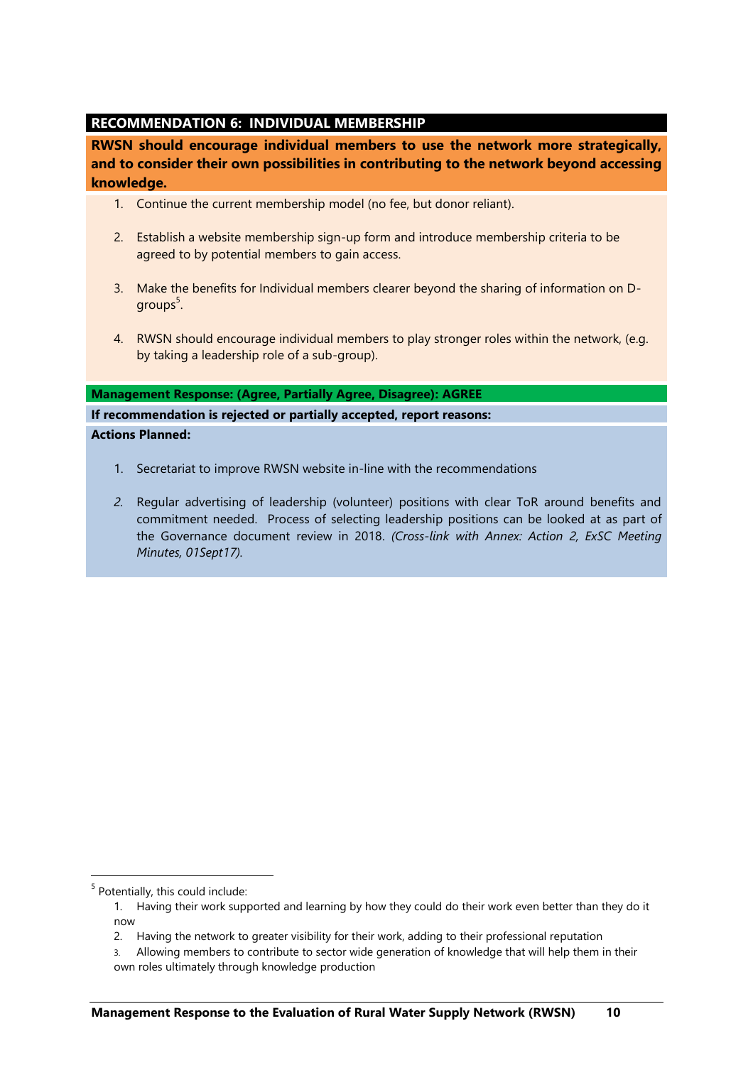## RECOMMENDATION 6: INDIVIDUAL MEMBERSHIP

**RWSN should encourage individual members to use the network more strategically, and to consider their own possibilities in contributing to the network beyond accessing knowledge.**

1. Continue the current membership model (no fee, but donor reliant).

2. Establish a website membership sign-up form and introduce membership criteria to be agreed to by potential members to gain access.

3. Make the benefits for Individual members clearer beyond the sharing of information on D-groups[5].

4. RWSN should encourage individual members to play stronger roles within the network, (e.g. by taking a leadership role of a sub-group).

**Management Response: (Agree, Partially Agree, Disagree): AGREE**

**If recommendation is rejected or partially accepted, report reasons:**

**Actions Planned:**

1. Secretariat to improve RWSN website in-line with the recommendations

2. Regular advertising of leadership (volunteer) positions with clear ToR around benefits and commitment needed. Process of selecting leadership positions can be looked at as part of the Governance document review in 2018. *(Cross-link with Annex: Action 2, ExSC Meeting Minutes, 01Sept17).*

---

[5] Potentially, this could include:

1. Having their work supported and learning by how they could do their work even better than they do it now
2. Having the network to greater visibility for their work, adding to their professional reputation
3. Allowing members to contribute to sector wide generation of knowledge that will help them in their own roles ultimately through knowledge production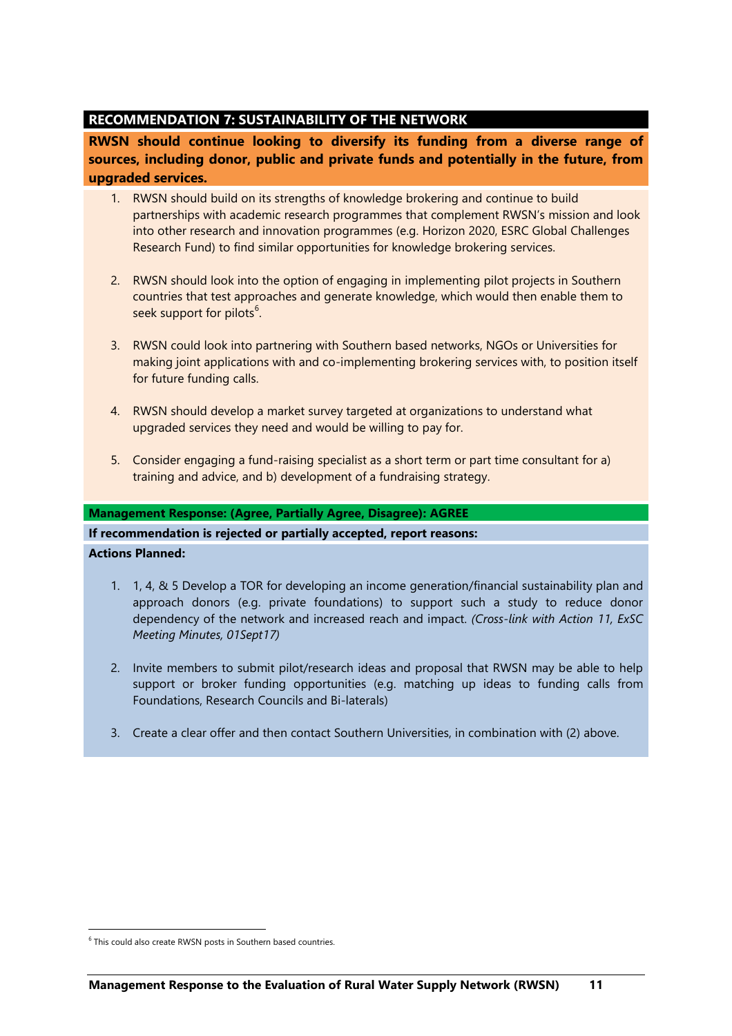## RECOMMENDATION 7: SUSTAINABILITY OF THE NETWORK

**RWSN should continue looking to diversify its funding from a diverse range of sources, including donor, public and private funds and potentially in the future, from upgraded services.**

1. RWSN should build on its strengths of knowledge brokering and continue to build partnerships with academic research programmes that complement RWSN's mission and look into other research and innovation programmes (e.g. Horizon 2020, ESRC Global Challenges Research Fund) to find similar opportunities for knowledge brokering services.

2. RWSN should look into the option of engaging in implementing pilot projects in Southern countries that test approaches and generate knowledge, which would then enable them to seek support for pilots[6].

3. RWSN could look into partnering with Southern based networks, NGOs or Universities for making joint applications with and co-implementing brokering services with, to position itself for future funding calls.

4. RWSN should develop a market survey targeted at organizations to understand what upgraded services they need and would be willing to pay for.

5. Consider engaging a fund-raising specialist as a short term or part time consultant for a) training and advice, and b) development of a fundraising strategy.

**Management Response: (Agree, Partially Agree, Disagree): AGREE**

**If recommendation is rejected or partially accepted, report reasons:**

**Actions Planned:**

1. 1, 4, & 5 Develop a TOR for developing an income generation/financial sustainability plan and approach donors (e.g. private foundations) to support such a study to reduce donor dependency of the network and increased reach and impact. *(Cross-link with Action 11, ExSC Meeting Minutes, 01Sept17)*

2. Invite members to submit pilot/research ideas and proposal that RWSN may be able to help support or broker funding opportunities (e.g. matching up ideas to funding calls from Foundations, Research Councils and Bi-laterals)

3. Create a clear offer and then contact Southern Universities, in combination with (2) above.

---

[6] This could also create RWSN posts in Southern based countries.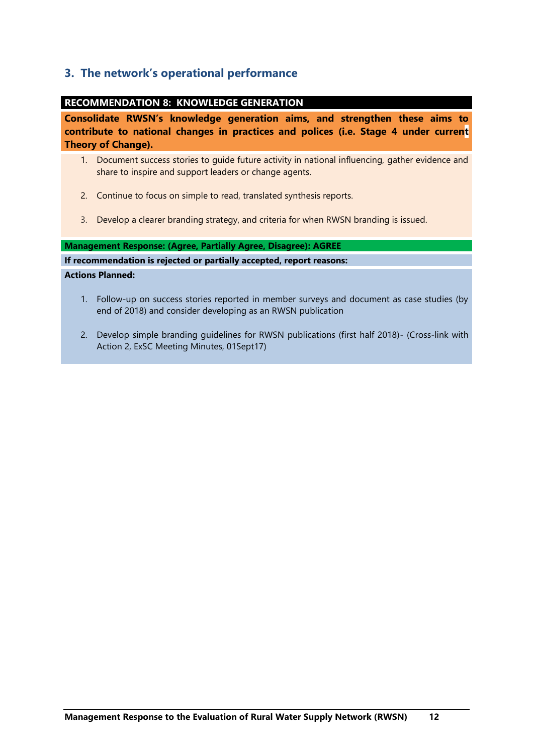## 3. The network's operational performance

**RECOMMENDATION 8: KNOWLEDGE GENERATION**

**Consolidate RWSN's knowledge generation aims, and strengthen these aims to contribute to national changes in practices and polices (i.e. Stage 4 under current Theory of Change).**

1. Document success stories to guide future activity in national influencing, gather evidence and share to inspire and support leaders or change agents.

2. Continue to focus on simple to read, translated synthesis reports.

3. Develop a clearer branding strategy, and criteria for when RWSN branding is issued.

**Management Response: (Agree, Partially Agree, Disagree): AGREE**

**If recommendation is rejected or partially accepted, report reasons:**

**Actions Planned:**

1. Follow-up on success stories reported in member surveys and document as case studies (by end of 2018) and consider developing as an RWSN publication

2. Develop simple branding guidelines for RWSN publications (first half 2018)- (Cross-link with Action 2, ExSC Meeting Minutes, 01Sept17)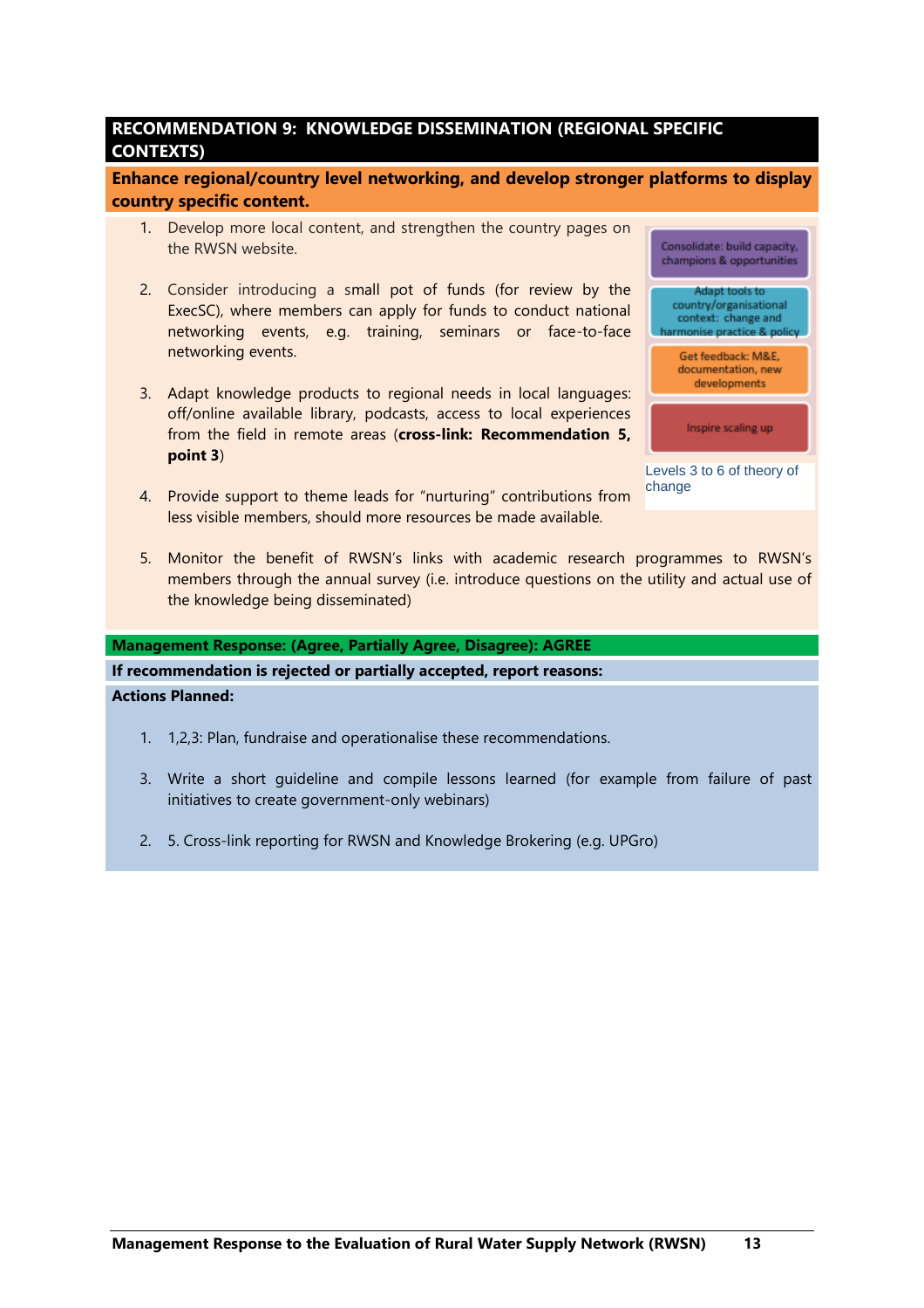## RECOMMENDATION 9: KNOWLEDGE DISSEMINATION (REGIONAL SPECIFIC CONTEXTS)

**Enhance regional/country level networking, and develop stronger platforms to display country specific content.**

1. Develop more local content, and strengthen the country pages on the RWSN website.
2. Consider introducing a small pot of funds (for review by the ExecSC), where members can apply for funds to conduct national networking events, e.g. training, seminars or face-to-face networking events.
3. Adapt knowledge products to regional needs in local languages: off/online available library, podcasts, access to local experiences from the field in remote areas (**cross-link: Recommendation 5, point 3**)
4. Provide support to theme leads for "nurturing" contributions from less visible members, should more resources be made available.
5. Monitor the benefit of RWSN's links with academic research programmes to RWSN's members through the annual survey (i.e. introduce questions on the utility and actual use of the knowledge being disseminated)

Consolidate: build capacity, champions & opportunities

Adapt tools to country/organisational context: change and harmonise practice & policy

Get feedback: M&E, documentation, new developments

Inspire scaling up

Levels 3 to 6 of theory of change

**Management Response: (Agree, Partially Agree, Disagree): AGREE**

**If recommendation is rejected or partially accepted, report reasons:**

**Actions Planned:**

1. 1,2,3: Plan, fundraise and operationalise these recommendations.
3. Write a short guideline and compile lessons learned (for example from failure of past initiatives to create government-only webinars)
2. 5. Cross-link reporting for RWSN and Knowledge Brokering (e.g. UPGro)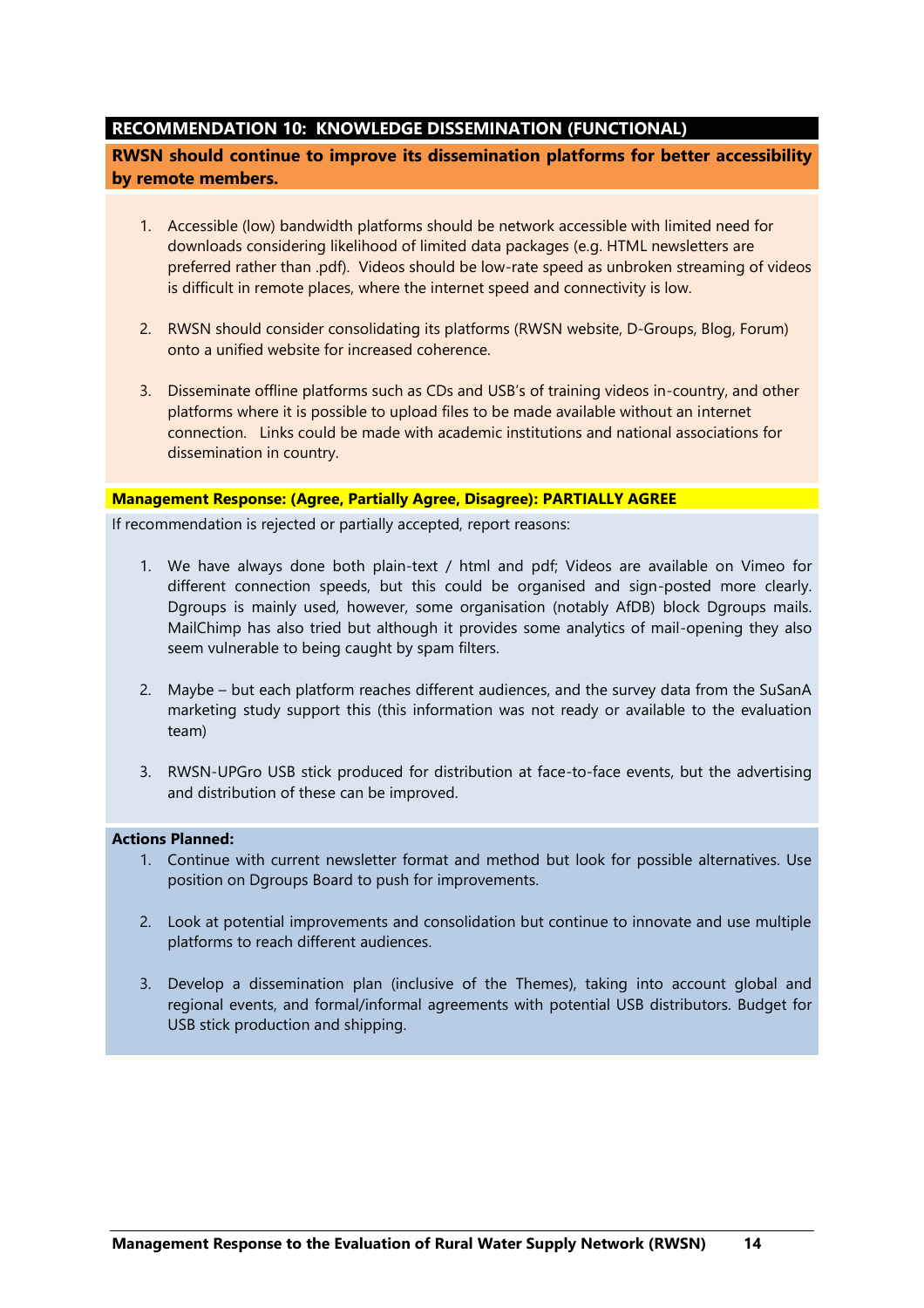## RECOMMENDATION 10: KNOWLEDGE DISSEMINATION (FUNCTIONAL)

**RWSN should continue to improve its dissemination platforms for better accessibility by remote members.**

1. Accessible (low) bandwidth platforms should be network accessible with limited need for downloads considering likelihood of limited data packages (e.g. HTML newsletters are preferred rather than .pdf). Videos should be low-rate speed as unbroken streaming of videos is difficult in remote places, where the internet speed and connectivity is low.

2. RWSN should consider consolidating its platforms (RWSN website, D-Groups, Blog, Forum) onto a unified website for increased coherence.

3. Disseminate offline platforms such as CDs and USB's of training videos in-country, and other platforms where it is possible to upload files to be made available without an internet connection. Links could be made with academic institutions and national associations for dissemination in country.

**Management Response: (Agree, Partially Agree, Disagree): PARTIALLY AGREE**

If recommendation is rejected or partially accepted, report reasons:

1. We have always done both plain-text / html and pdf; Videos are available on Vimeo for different connection speeds, but this could be organised and sign-posted more clearly. Dgroups is mainly used, however, some organisation (notably AfDB) block Dgroups mails. MailChimp has also tried but although it provides some analytics of mail-opening they also seem vulnerable to being caught by spam filters.

2. Maybe – but each platform reaches different audiences, and the survey data from the SuSanA marketing study support this (this information was not ready or available to the evaluation team)

3. RWSN-UPGro USB stick produced for distribution at face-to-face events, but the advertising and distribution of these can be improved.

**Actions Planned:**

1. Continue with current newsletter format and method but look for possible alternatives. Use position on Dgroups Board to push for improvements.

2. Look at potential improvements and consolidation but continue to innovate and use multiple platforms to reach different audiences.

3. Develop a dissemination plan (inclusive of the Themes), taking into account global and regional events, and formal/informal agreements with potential USB distributors. Budget for USB stick production and shipping.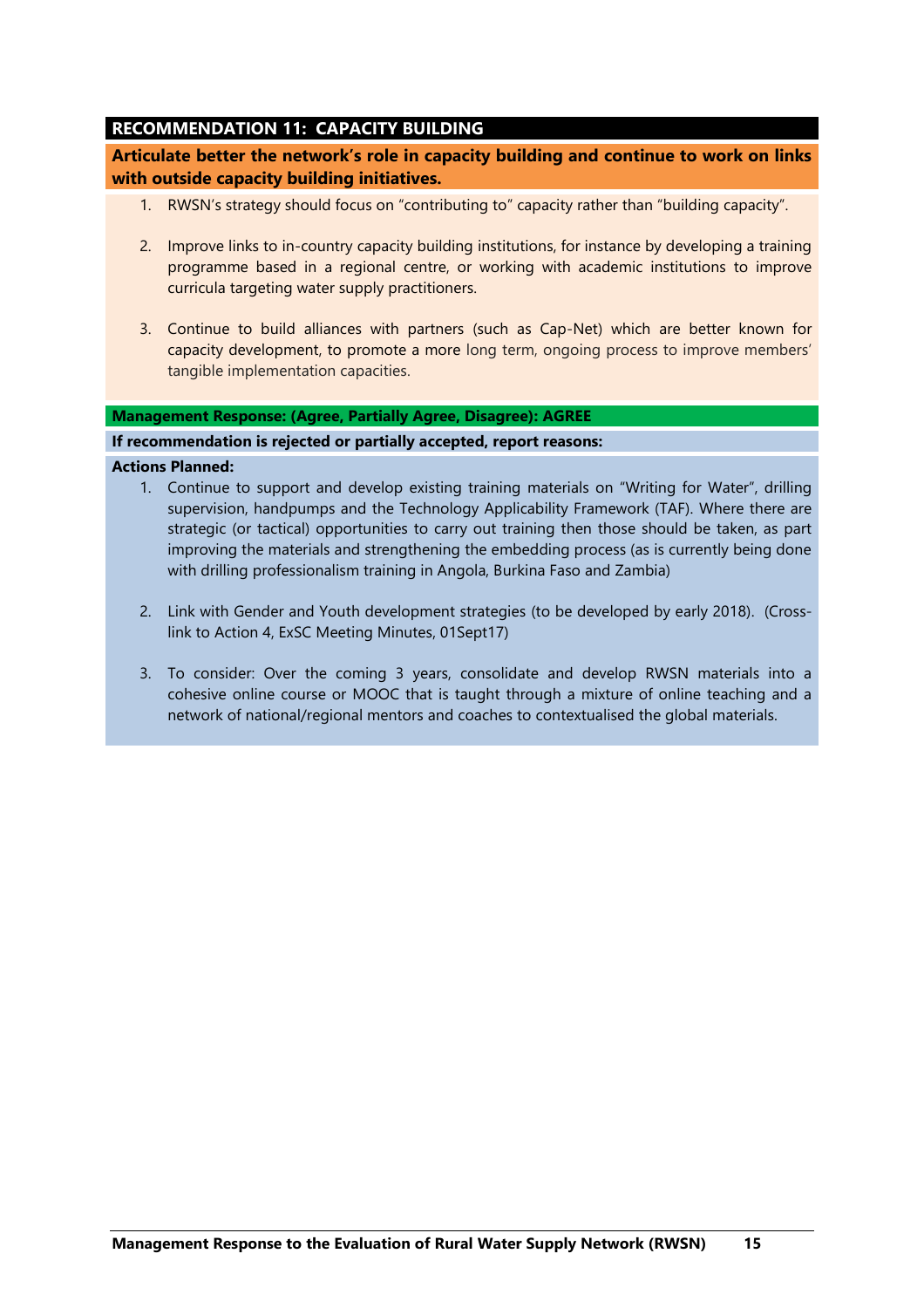## RECOMMENDATION 11: CAPACITY BUILDING

**Articulate better the network's role in capacity building and continue to work on links with outside capacity building initiatives.**

1. RWSN's strategy should focus on "contributing to" capacity rather than "building capacity".

2. Improve links to in-country capacity building institutions, for instance by developing a training programme based in a regional centre, or working with academic institutions to improve curricula targeting water supply practitioners.

3. Continue to build alliances with partners (such as Cap-Net) which are better known for capacity development, to promote a more long term, ongoing process to improve members' tangible implementation capacities.

**Management Response: (Agree, Partially Agree, Disagree): AGREE**

**If recommendation is rejected or partially accepted, report reasons:**

**Actions Planned:**

1. Continue to support and develop existing training materials on "Writing for Water", drilling supervision, handpumps and the Technology Applicability Framework (TAF). Where there are strategic (or tactical) opportunities to carry out training then those should be taken, as part improving the materials and strengthening the embedding process (as is currently being done with drilling professionalism training in Angola, Burkina Faso and Zambia)

2. Link with Gender and Youth development strategies (to be developed by early 2018). (Cross-link to Action 4, ExSC Meeting Minutes, 01Sept17)

3. To consider: Over the coming 3 years, consolidate and develop RWSN materials into a cohesive online course or MOOC that is taught through a mixture of online teaching and a network of national/regional mentors and coaches to contextualised the global materials.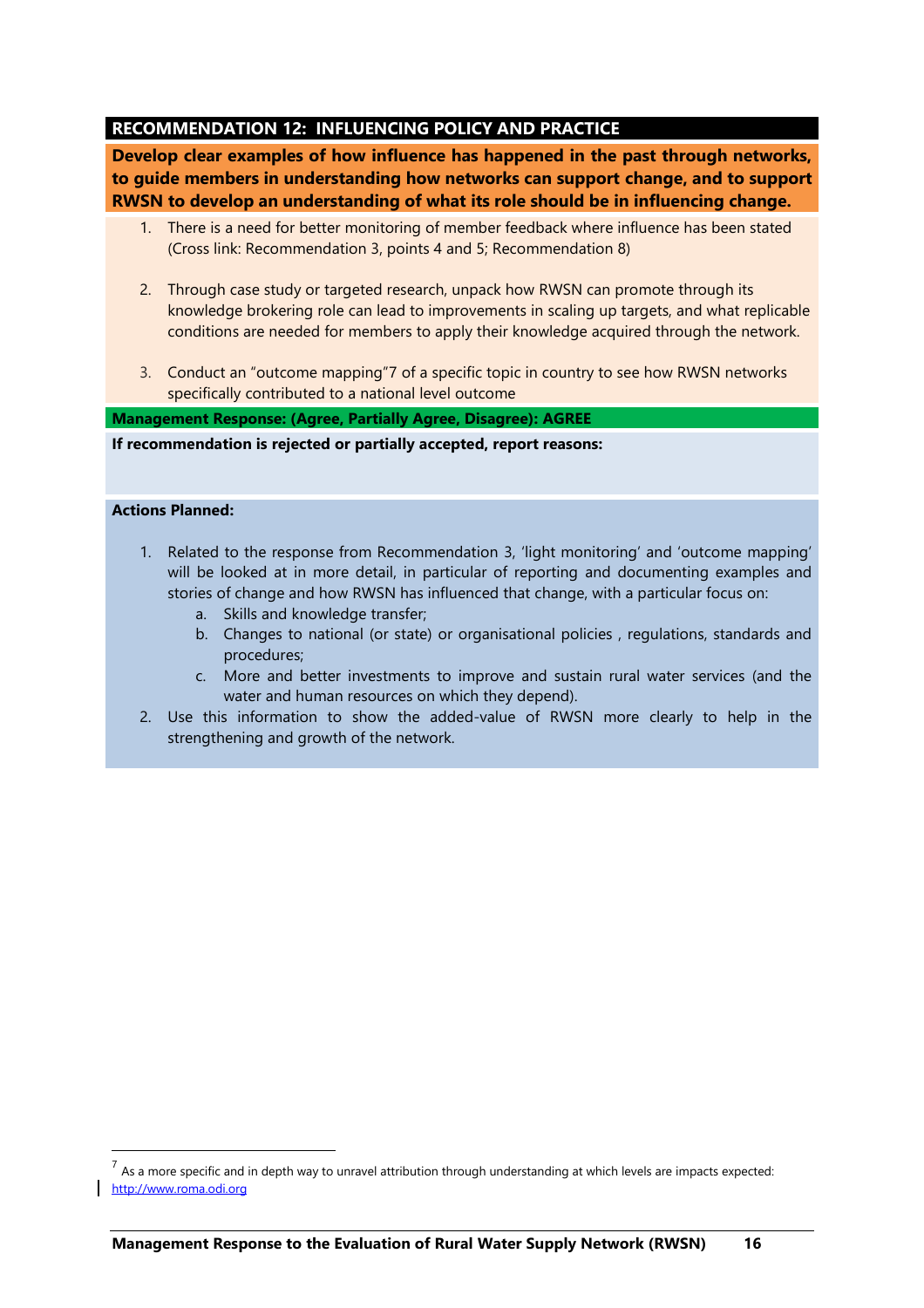## RECOMMENDATION 12: INFLUENCING POLICY AND PRACTICE

**Develop clear examples of how influence has happened in the past through networks, to guide members in understanding how networks can support change, and to support RWSN to develop an understanding of what its role should be in influencing change.**

1. There is a need for better monitoring of member feedback where influence has been stated (Cross link: Recommendation 3, points 4 and 5; Recommendation 8)

2. Through case study or targeted research, unpack how RWSN can promote through its knowledge brokering role can lead to improvements in scaling up targets, and what replicable conditions are needed for members to apply their knowledge acquired through the network.

3. Conduct an "outcome mapping"[7] of a specific topic in country to see how RWSN networks specifically contributed to a national level outcome

**Management Response: (Agree, Partially Agree, Disagree): AGREE**

**If recommendation is rejected or partially accepted, report reasons:**

**Actions Planned:**

1. Related to the response from Recommendation 3, 'light monitoring' and 'outcome mapping' will be looked at in more detail, in particular of reporting and documenting examples and stories of change and how RWSN has influenced that change, with a particular focus on:
   a. Skills and knowledge transfer;
   b. Changes to national (or state) or organisational policies , regulations, standards and procedures;
   c. More and better investments to improve and sustain rural water services (and the water and human resources on which they depend).
2. Use this information to show the added-value of RWSN more clearly to help in the strengthening and growth of the network.

---

[7] As a more specific and in depth way to unravel attribution through understanding at which levels are impacts expected: http://www.roma.odi.org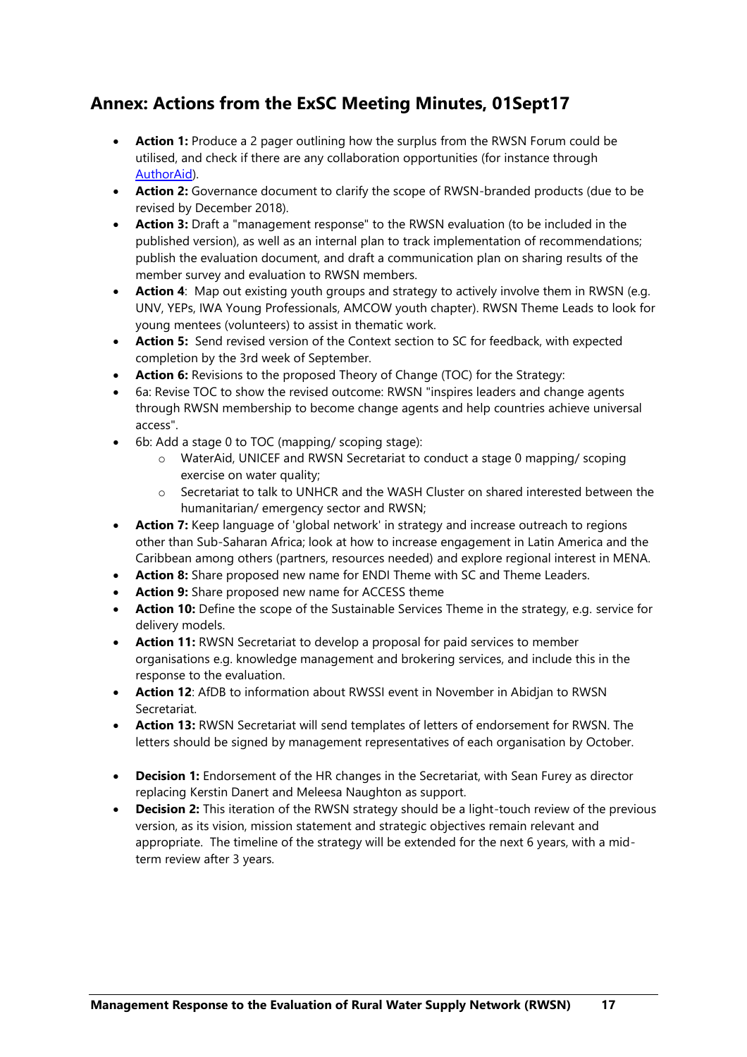## Annex: Actions from the ExSC Meeting Minutes, 01Sept17

- **Action 1:** Produce a 2 pager outlining how the surplus from the RWSN Forum could be utilised, and check if there are any collaboration opportunities (for instance through AuthorAid).
- **Action 2:** Governance document to clarify the scope of RWSN-branded products (due to be revised by December 2018).
- **Action 3:** Draft a "management response" to the RWSN evaluation (to be included in the published version), as well as an internal plan to track implementation of recommendations; publish the evaluation document, and draft a communication plan on sharing results of the member survey and evaluation to RWSN members.
- **Action 4**: Map out existing youth groups and strategy to actively involve them in RWSN (e.g. UNV, YEPs, IWA Young Professionals, AMCOW youth chapter). RWSN Theme Leads to look for young mentees (volunteers) to assist in thematic work.
- **Action 5:** Send revised version of the Context section to SC for feedback, with expected completion by the 3rd week of September.
- **Action 6:** Revisions to the proposed Theory of Change (TOC) for the Strategy:
- 6a: Revise TOC to show the revised outcome: RWSN "inspires leaders and change agents through RWSN membership to become change agents and help countries achieve universal access".
- 6b: Add a stage 0 to TOC (mapping/ scoping stage):
  - WaterAid, UNICEF and RWSN Secretariat to conduct a stage 0 mapping/ scoping exercise on water quality;
  - Secretariat to talk to UNHCR and the WASH Cluster on shared interested between the humanitarian/ emergency sector and RWSN;
- **Action 7:** Keep language of 'global network' in strategy and increase outreach to regions other than Sub-Saharan Africa; look at how to increase engagement in Latin America and the Caribbean among others (partners, resources needed) and explore regional interest in MENA.
- **Action 8:** Share proposed new name for ENDI Theme with SC and Theme Leaders.
- **Action 9:** Share proposed new name for ACCESS theme
- **Action 10:** Define the scope of the Sustainable Services Theme in the strategy, e.g. service for delivery models.
- **Action 11:** RWSN Secretariat to develop a proposal for paid services to member organisations e.g. knowledge management and brokering services, and include this in the response to the evaluation.
- **Action 12**: AfDB to information about RWSSI event in November in Abidjan to RWSN Secretariat.
- **Action 13:** RWSN Secretariat will send templates of letters of endorsement for RWSN. The letters should be signed by management representatives of each organisation by October.

- **Decision 1:** Endorsement of the HR changes in the Secretariat, with Sean Furey as director replacing Kerstin Danert and Meleesa Naughton as support.
- **Decision 2:** This iteration of the RWSN strategy should be a light-touch review of the previous version, as its vision, mission statement and strategic objectives remain relevant and appropriate. The timeline of the strategy will be extended for the next 6 years, with a mid-term review after 3 years.